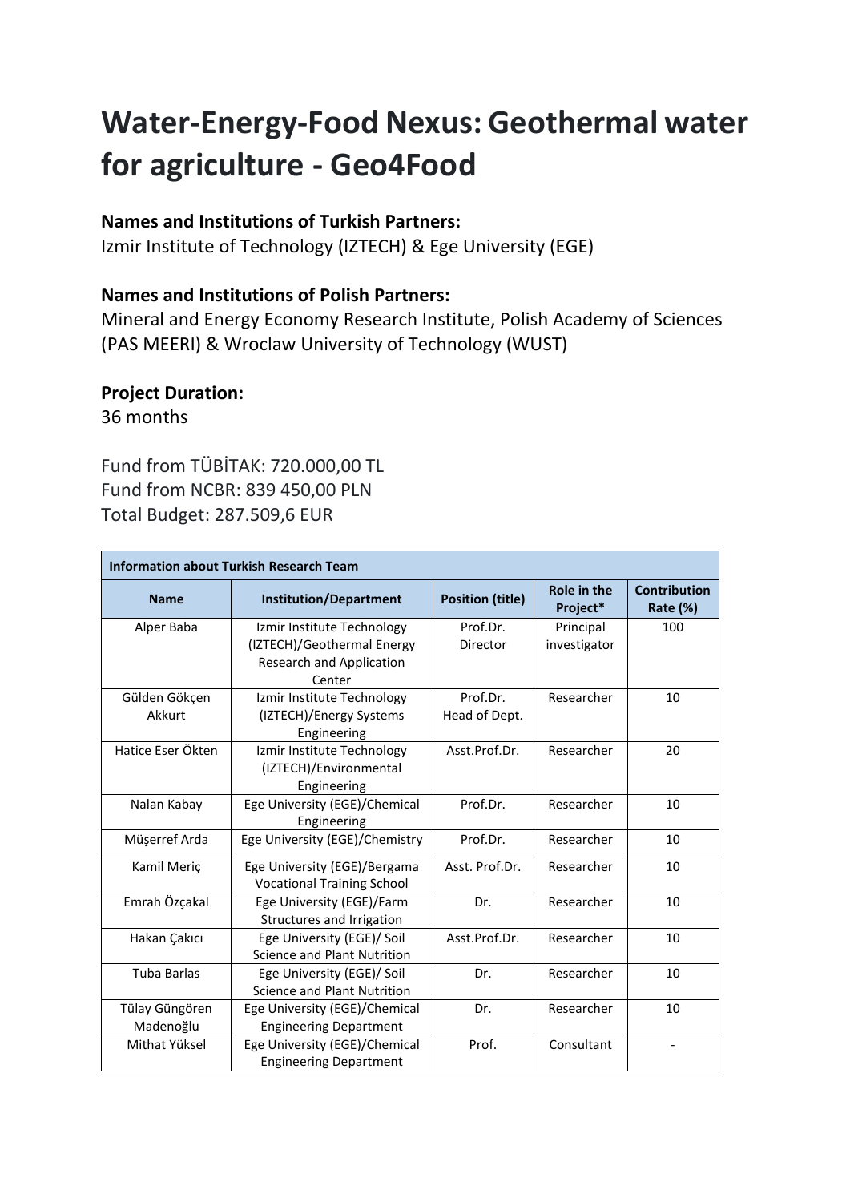# Water-Energy-Food Nexus: Geothermal water for agriculture - Geo4Food

**Names and Institutions of Turkish Partners:**
Izmir Institute of Technology (IZTECH) & Ege University (EGE)

**Names and Institutions of Polish Partners:**
Mineral and Energy Economy Research Institute, Polish Academy of Sciences (PAS MEERI) & Wroclaw University of Technology (WUST)

**Project Duration:**
36 months

Fund from TÜBİTAK: 720.000,00 TL
Fund from NCBR: 839 450,00 PLN
Total Budget: 287.509,6 EUR

| **Information about Turkish Research Team** | | | | |
|---|---|---|---|---|
| **Name** | **Institution/Department** | **Position (title)** | **Role in the Project*** | **Contribution Rate (%)** |
| Alper Baba | Izmir Institute Technology (IZTECH)/Geothermal Energy Research and Application Center | Prof.Dr. Director | Principal investigator | 100 |
| Gülden Gökçen Akkurt | Izmir Institute Technology (IZTECH)/Energy Systems Engineering | Prof.Dr. Head of Dept. | Researcher | 10 |
| Hatice Eser Ökten | Izmir Institute Technology (IZTECH)/Environmental Engineering | Asst.Prof.Dr. | Researcher | 20 |
| Nalan Kabay | Ege University (EGE)/Chemical Engineering | Prof.Dr. | Researcher | 10 |
| Müşerref Arda | Ege University (EGE)/Chemistry | Prof.Dr. | Researcher | 10 |
| Kamil Meriç | Ege University (EGE)/Bergama Vocational Training School | Asst. Prof.Dr. | Researcher | 10 |
| Emrah Özçakal | Ege University (EGE)/Farm Structures and Irrigation | Dr. | Researcher | 10 |
| Hakan Çakıcı | Ege University (EGE)/ Soil Science and Plant Nutrition | Asst.Prof.Dr. | Researcher | 10 |
| Tuba Barlas | Ege University (EGE)/ Soil Science and Plant Nutrition | Dr. | Researcher | 10 |
| Tülay Güngören Madenoğlu | Ege University (EGE)/Chemical Engineering Department | Dr. | Researcher | 10 |
| Mithat Yüksel | Ege University (EGE)/Chemical Engineering Department | Prof. | Consultant | - |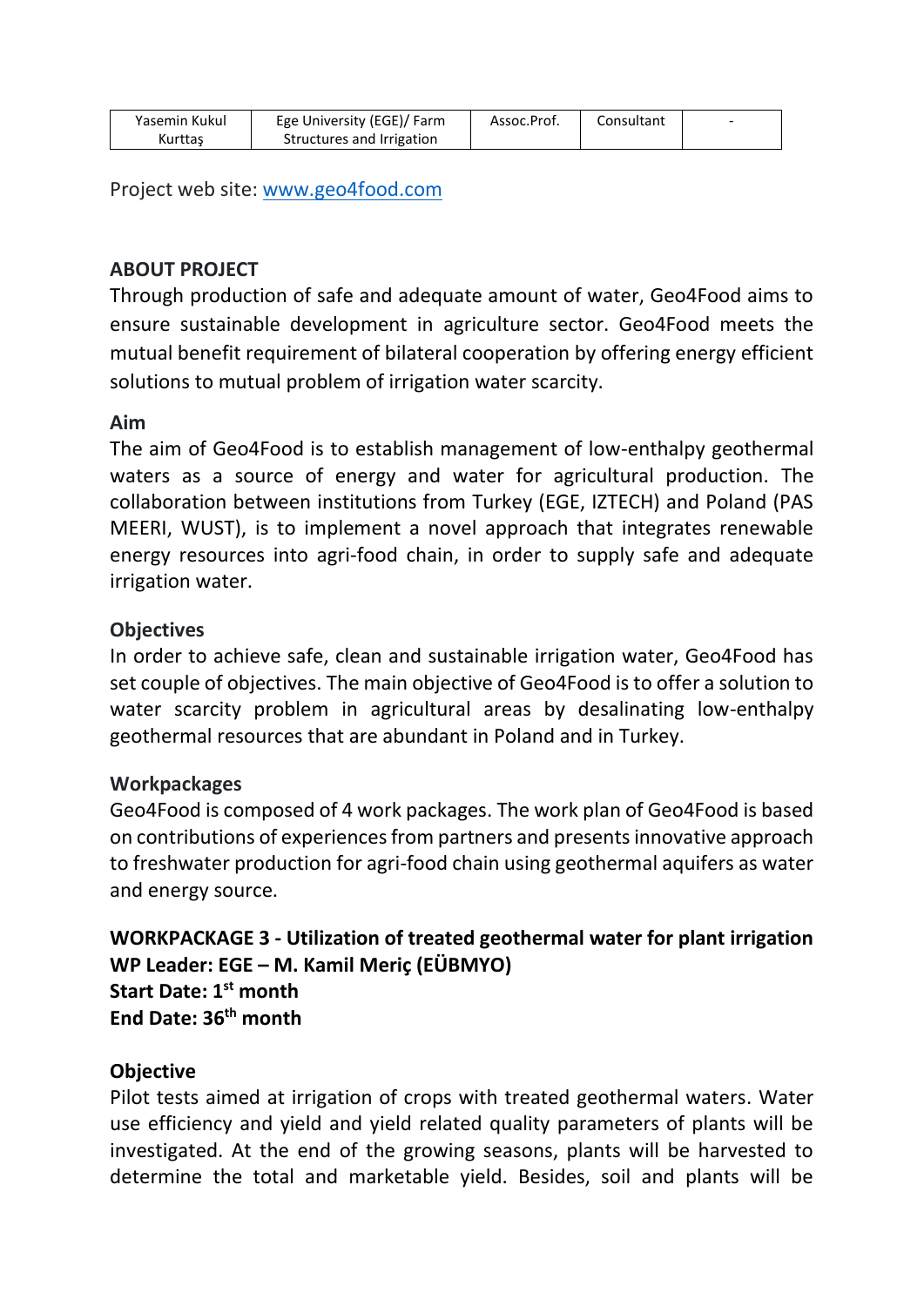| Yasemin Kukul Kurttaş | Ege University (EGE)/ Farm Structures and Irrigation | Assoc.Prof. | Consultant | - |
|---|---|---|---|---|

Project web site: [www.geo4food.com](www.geo4food.com)

**ABOUT PROJECT**

Through production of safe and adequate amount of water, Geo4Food aims to ensure sustainable development in agriculture sector. Geo4Food meets the mutual benefit requirement of bilateral cooperation by offering energy efficient solutions to mutual problem of irrigation water scarcity.

**Aim**

The aim of Geo4Food is to establish management of low-enthalpy geothermal waters as a source of energy and water for agricultural production. The collaboration between institutions from Turkey (EGE, IZTECH) and Poland (PAS MEERI, WUST), is to implement a novel approach that integrates renewable energy resources into agri-food chain, in order to supply safe and adequate irrigation water.

**Objectives**

In order to achieve safe, clean and sustainable irrigation water, Geo4Food has set couple of objectives. The main objective of Geo4Food is to offer a solution to water scarcity problem in agricultural areas by desalinating low-enthalpy geothermal resources that are abundant in Poland and in Turkey.

**Workpackages**

Geo4Food is composed of 4 work packages. The work plan of Geo4Food is based on contributions of experiences from partners and presents innovative approach to freshwater production for agri-food chain using geothermal aquifers as water and energy source.

**WORKPACKAGE 3 - Utilization of treated geothermal water for plant irrigation**
**WP Leader: EGE – M. Kamil Meriç (EÜBMYO)**
**Start Date: 1st month**
**End Date: 36th month**

**Objective**

Pilot tests aimed at irrigation of crops with treated geothermal waters. Water use efficiency and yield and yield related quality parameters of plants will be investigated. At the end of the growing seasons, plants will be harvested to determine the total and marketable yield. Besides, soil and plants will be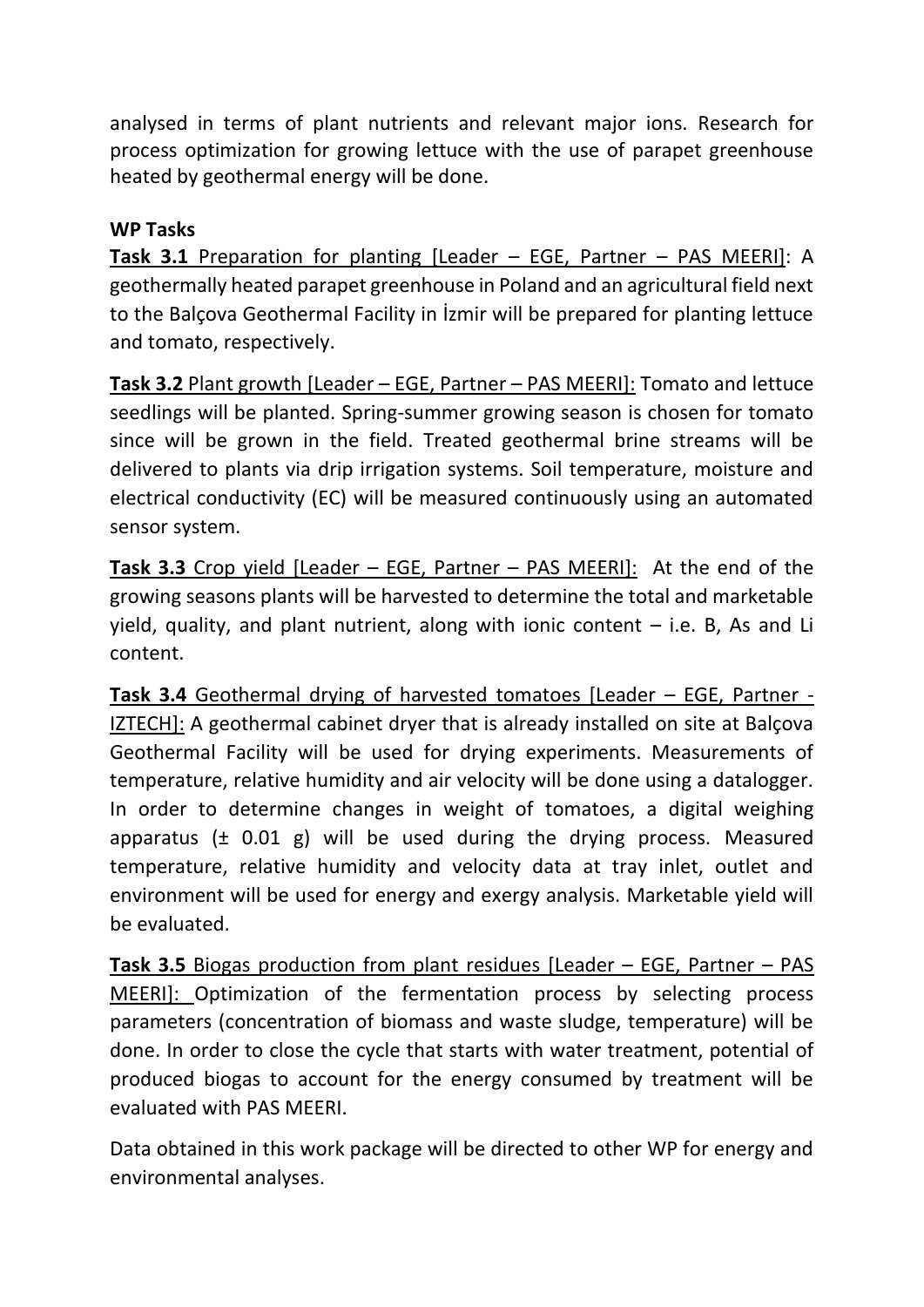analysed in terms of plant nutrients and relevant major ions. Research for process optimization for growing lettuce with the use of parapet greenhouse heated by geothermal energy will be done.

**WP Tasks**

**Task 3.1** Preparation for planting [Leader – EGE, Partner – PAS MEERI]: A geothermally heated parapet greenhouse in Poland and an agricultural field next to the Balçova Geothermal Facility in İzmir will be prepared for planting lettuce and tomato, respectively.

**Task 3.2** Plant growth [Leader – EGE, Partner – PAS MEERI]: Tomato and lettuce seedlings will be planted. Spring-summer growing season is chosen for tomato since will be grown in the field. Treated geothermal brine streams will be delivered to plants via drip irrigation systems. Soil temperature, moisture and electrical conductivity (EC) will be measured continuously using an automated sensor system.

**Task 3.3** Crop yield [Leader – EGE, Partner – PAS MEERI]: At the end of the growing seasons plants will be harvested to determine the total and marketable yield, quality, and plant nutrient, along with ionic content – i.e. B, As and Li content.

**Task 3.4** Geothermal drying of harvested tomatoes [Leader – EGE, Partner - IZTECH]: A geothermal cabinet dryer that is already installed on site at Balçova Geothermal Facility will be used for drying experiments. Measurements of temperature, relative humidity and air velocity will be done using a datalogger. In order to determine changes in weight of tomatoes, a digital weighing apparatus (± 0.01 g) will be used during the drying process. Measured temperature, relative humidity and velocity data at tray inlet, outlet and environment will be used for energy and exergy analysis. Marketable yield will be evaluated.

**Task 3.5** Biogas production from plant residues [Leader – EGE, Partner – PAS MEERI]: Optimization of the fermentation process by selecting process parameters (concentration of biomass and waste sludge, temperature) will be done. In order to close the cycle that starts with water treatment, potential of produced biogas to account for the energy consumed by treatment will be evaluated with PAS MEERI.

Data obtained in this work package will be directed to other WP for energy and environmental analyses.